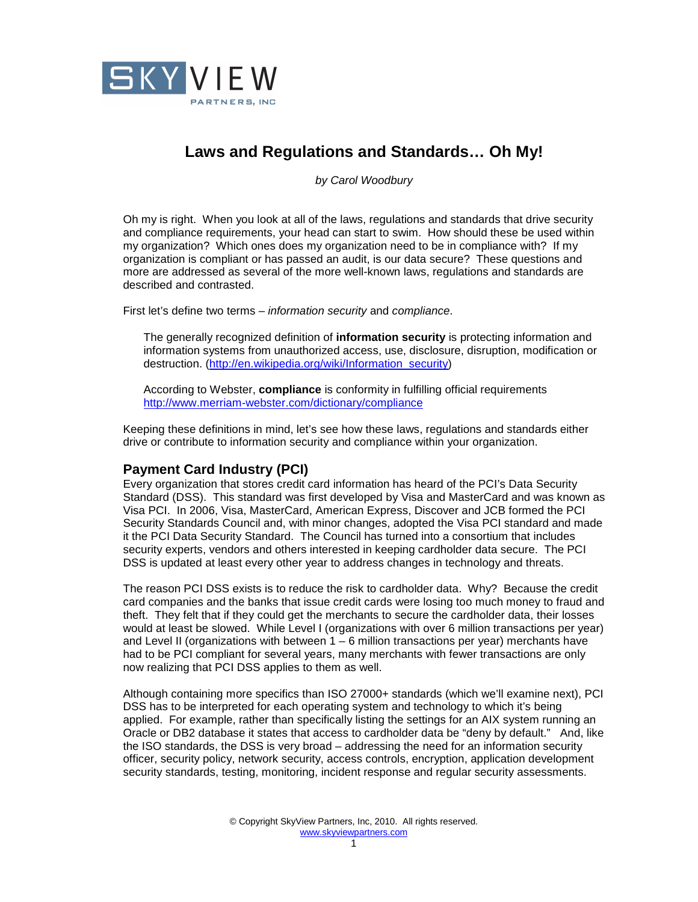SKYVIEW PARTNERS, INC

# Laws and Regulations and Standards… Oh My!

*by Carol Woodbury*

Oh my is right. When you look at all of the laws, regulations and standards that drive security and compliance requirements, your head can start to swim. How should these be used within my organization? Which ones does my organization need to be in compliance with? If my organization is compliant or has passed an audit, is our data secure? These questions and more are addressed as several of the more well-known laws, regulations and standards are described and contrasted.

First let's define two terms – *information security* and *compliance*.

> The generally recognized definition of **information security** is protecting information and information systems from unauthorized access, use, disclosure, disruption, modification or destruction. (http://en.wikipedia.org/wiki/Information_security)
>
> According to Webster, **compliance** is conformity in fulfilling official requirements http://www.merriam-webster.com/dictionary/compliance

Keeping these definitions in mind, let's see how these laws, regulations and standards either drive or contribute to information security and compliance within your organization.

## Payment Card Industry (PCI)

Every organization that stores credit card information has heard of the PCI's Data Security Standard (DSS). This standard was first developed by Visa and MasterCard and was known as Visa PCI. In 2006, Visa, MasterCard, American Express, Discover and JCB formed the PCI Security Standards Council and, with minor changes, adopted the Visa PCI standard and made it the PCI Data Security Standard. The Council has turned into a consortium that includes security experts, vendors and others interested in keeping cardholder data secure. The PCI DSS is updated at least every other year to address changes in technology and threats.

The reason PCI DSS exists is to reduce the risk to cardholder data. Why? Because the credit card companies and the banks that issue credit cards were losing too much money to fraud and theft. They felt that if they could get the merchants to secure the cardholder data, their losses would at least be slowed. While Level I (organizations with over 6 million transactions per year) and Level II (organizations with between 1 – 6 million transactions per year) merchants have had to be PCI compliant for several years, many merchants with fewer transactions are only now realizing that PCI DSS applies to them as well.

Although containing more specifics than ISO 27000+ standards (which we'll examine next), PCI DSS has to be interpreted for each operating system and technology to which it's being applied. For example, rather than specifically listing the settings for an AIX system running an Oracle or DB2 database it states that access to cardholder data be "deny by default." And, like the ISO standards, the DSS is very broad – addressing the need for an information security officer, security policy, network security, access controls, encryption, application development security standards, testing, monitoring, incident response and regular security assessments.

© Copyright SkyView Partners, Inc, 2010. All rights reserved.
www.skyviewpartners.com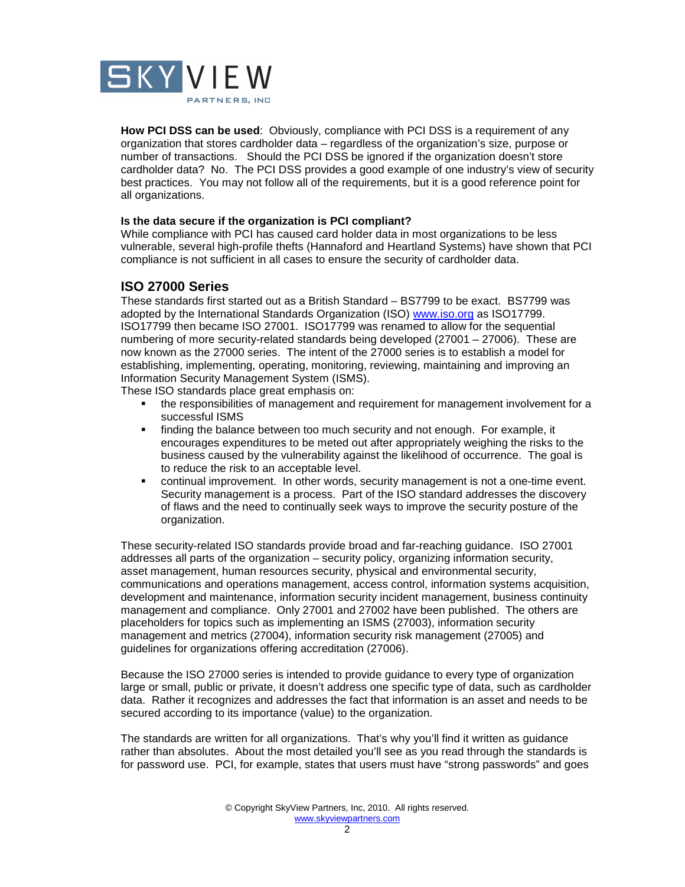**How PCI DSS can be used**: Obviously, compliance with PCI DSS is a requirement of any organization that stores cardholder data – regardless of the organization's size, purpose or number of transactions. Should the PCI DSS be ignored if the organization doesn't store cardholder data? No. The PCI DSS provides a good example of one industry's view of security best practices. You may not follow all of the requirements, but it is a good reference point for all organizations.

**Is the data secure if the organization is PCI compliant?**
While compliance with PCI has caused card holder data in most organizations to be less vulnerable, several high-profile thefts (Hannaford and Heartland Systems) have shown that PCI compliance is not sufficient in all cases to ensure the security of cardholder data.

## ISO 27000 Series

These standards first started out as a British Standard – BS7799 to be exact. BS7799 was adopted by the International Standards Organization (ISO) [www.iso.org](http://www.iso.org) as ISO17799. ISO17799 then became ISO 27001. ISO17799 was renamed to allow for the sequential numbering of more security-related standards being developed (27001 – 27006). These are now known as the 27000 series. The intent of the 27000 series is to establish a model for establishing, implementing, operating, monitoring, reviewing, maintaining and improving an Information Security Management System (ISMS).
These ISO standards place great emphasis on:

- the responsibilities of management and requirement for management involvement for a successful ISMS
- finding the balance between too much security and not enough. For example, it encourages expenditures to be meted out after appropriately weighing the risks to the business caused by the vulnerability against the likelihood of occurrence. The goal is to reduce the risk to an acceptable level.
- continual improvement. In other words, security management is not a one-time event. Security management is a process. Part of the ISO standard addresses the discovery of flaws and the need to continually seek ways to improve the security posture of the organization.

These security-related ISO standards provide broad and far-reaching guidance. ISO 27001 addresses all parts of the organization – security policy, organizing information security, asset management, human resources security, physical and environmental security, communications and operations management, access control, information systems acquisition, development and maintenance, information security incident management, business continuity management and compliance. Only 27001 and 27002 have been published. The others are placeholders for topics such as implementing an ISMS (27003), information security management and metrics (27004), information security risk management (27005) and guidelines for organizations offering accreditation (27006).

Because the ISO 27000 series is intended to provide guidance to every type of organization large or small, public or private, it doesn't address one specific type of data, such as cardholder data. Rather it recognizes and addresses the fact that information is an asset and needs to be secured according to its importance (value) to the organization.

The standards are written for all organizations. That's why you'll find it written as guidance rather than absolutes. About the most detailed you'll see as you read through the standards is for password use. PCI, for example, states that users must have "strong passwords" and goes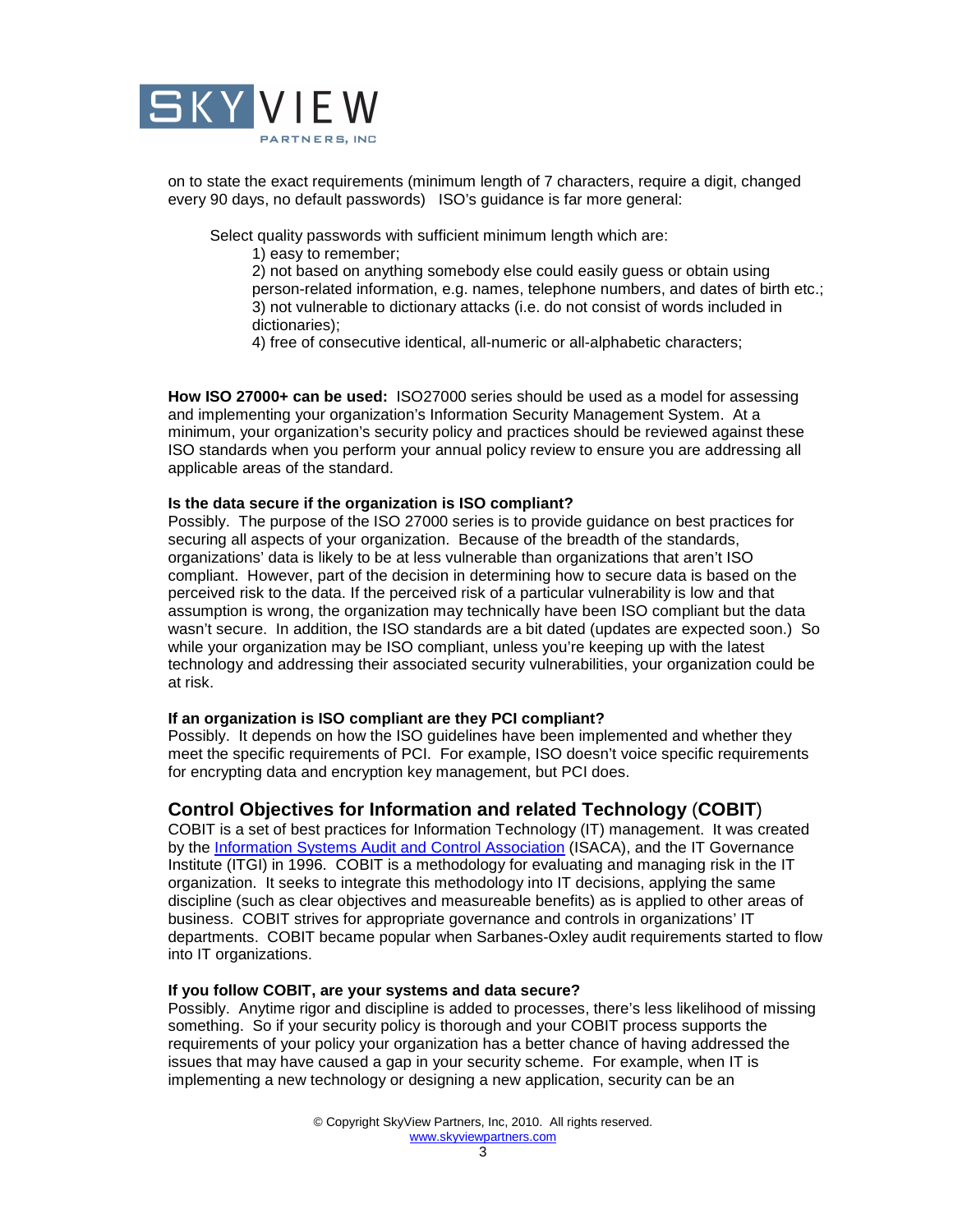on to state the exact requirements (minimum length of 7 characters, require a digit, changed every 90 days, no default passwords)   ISO's guidance is far more general:

> Select quality passwords with sufficient minimum length which are:
> 1) easy to remember;
> 2) not based on anything somebody else could easily guess or obtain using person-related information, e.g. names, telephone numbers, and dates of birth etc.;
> 3) not vulnerable to dictionary attacks (i.e. do not consist of words included in dictionaries);
> 4) free of consecutive identical, all-numeric or all-alphabetic characters;

**How ISO 27000+ can be used:** ISO27000 series should be used as a model for assessing and implementing your organization's Information Security Management System. At a minimum, your organization's security policy and practices should be reviewed against these ISO standards when you perform your annual policy review to ensure you are addressing all applicable areas of the standard.

**Is the data secure if the organization is ISO compliant?**
Possibly. The purpose of the ISO 27000 series is to provide guidance on best practices for securing all aspects of your organization. Because of the breadth of the standards, organizations' data is likely to be at less vulnerable than organizations that aren't ISO compliant. However, part of the decision in determining how to secure data is based on the perceived risk to the data. If the perceived risk of a particular vulnerability is low and that assumption is wrong, the organization may technically have been ISO compliant but the data wasn't secure. In addition, the ISO standards are a bit dated (updates are expected soon.) So while your organization may be ISO compliant, unless you're keeping up with the latest technology and addressing their associated security vulnerabilities, your organization could be at risk.

**If an organization is ISO compliant are they PCI compliant?**
Possibly. It depends on how the ISO guidelines have been implemented and whether they meet the specific requirements of PCI. For example, ISO doesn't voice specific requirements for encrypting data and encryption key management, but PCI does.

## Control Objectives for Information and related Technology (COBIT)

COBIT is a set of best practices for Information Technology (IT) management. It was created by the Information Systems Audit and Control Association (ISACA), and the IT Governance Institute (ITGI) in 1996. COBIT is a methodology for evaluating and managing risk in the IT organization. It seeks to integrate this methodology into IT decisions, applying the same discipline (such as clear objectives and measureable benefits) as is applied to other areas of business. COBIT strives for appropriate governance and controls in organizations' IT departments. COBIT became popular when Sarbanes-Oxley audit requirements started to flow into IT organizations.

**If you follow COBIT, are your systems and data secure?**
Possibly. Anytime rigor and discipline is added to processes, there's less likelihood of missing something. So if your security policy is thorough and your COBIT process supports the requirements of your policy your organization has a better chance of having addressed the issues that may have caused a gap in your security scheme. For example, when IT is implementing a new technology or designing a new application, security can be an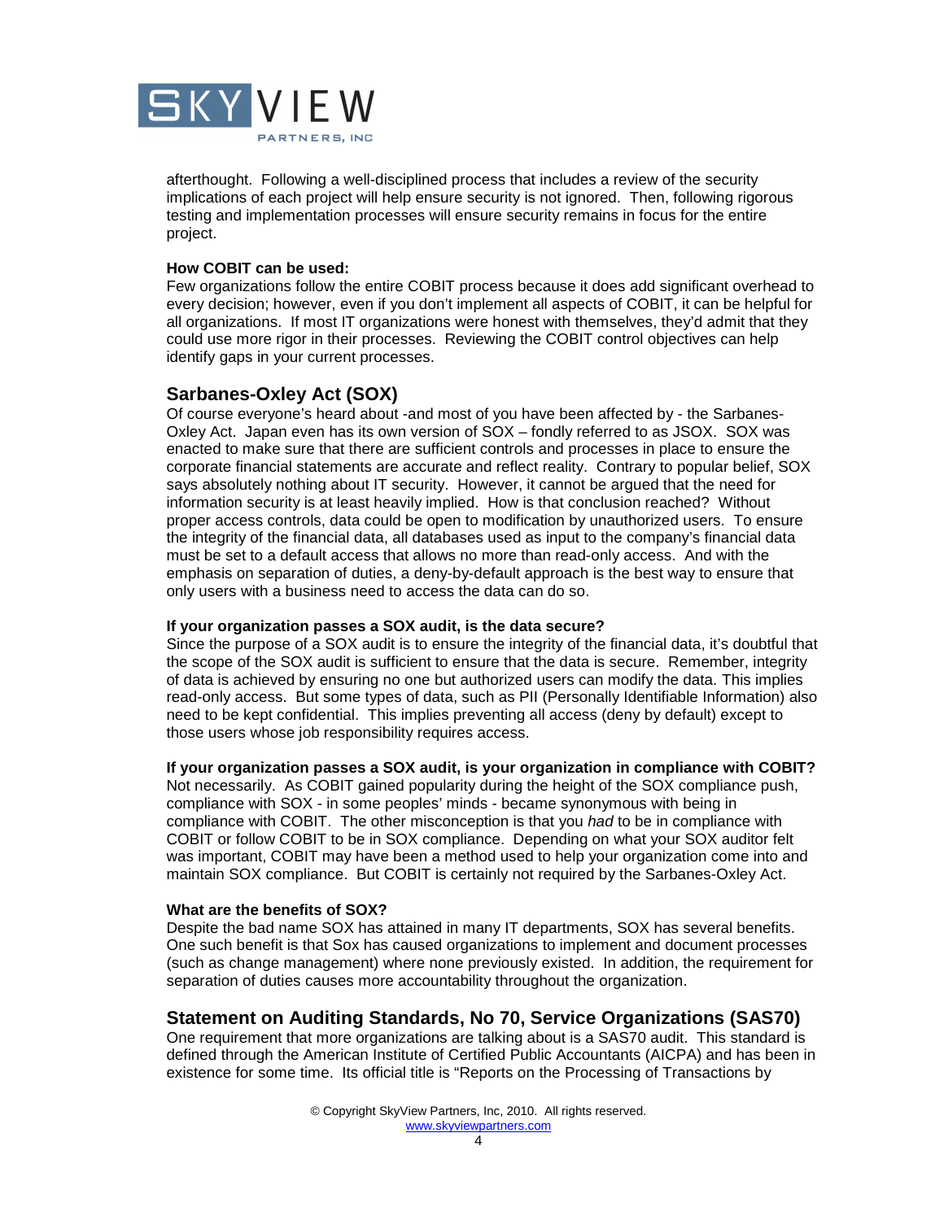afterthought. Following a well-disciplined process that includes a review of the security implications of each project will help ensure security is not ignored. Then, following rigorous testing and implementation processes will ensure security remains in focus for the entire project.

**How COBIT can be used:**

Few organizations follow the entire COBIT process because it does add significant overhead to every decision; however, even if you don't implement all aspects of COBIT, it can be helpful for all organizations. If most IT organizations were honest with themselves, they'd admit that they could use more rigor in their processes. Reviewing the COBIT control objectives can help identify gaps in your current processes.

## Sarbanes-Oxley Act (SOX)

Of course everyone's heard about -and most of you have been affected by - the Sarbanes-Oxley Act. Japan even has its own version of SOX – fondly referred to as JSOX. SOX was enacted to make sure that there are sufficient controls and processes in place to ensure the corporate financial statements are accurate and reflect reality. Contrary to popular belief, SOX says absolutely nothing about IT security. However, it cannot be argued that the need for information security is at least heavily implied. How is that conclusion reached? Without proper access controls, data could be open to modification by unauthorized users. To ensure the integrity of the financial data, all databases used as input to the company's financial data must be set to a default access that allows no more than read-only access. And with the emphasis on separation of duties, a deny-by-default approach is the best way to ensure that only users with a business need to access the data can do so.

**If your organization passes a SOX audit, is the data secure?**

Since the purpose of a SOX audit is to ensure the integrity of the financial data, it's doubtful that the scope of the SOX audit is sufficient to ensure that the data is secure. Remember, integrity of data is achieved by ensuring no one but authorized users can modify the data. This implies read-only access. But some types of data, such as PII (Personally Identifiable Information) also need to be kept confidential. This implies preventing all access (deny by default) except to those users whose job responsibility requires access.

**If your organization passes a SOX audit, is your organization in compliance with COBIT?**

Not necessarily. As COBIT gained popularity during the height of the SOX compliance push, compliance with SOX - in some peoples' minds - became synonymous with being in compliance with COBIT. The other misconception is that you *had* to be in compliance with COBIT or follow COBIT to be in SOX compliance. Depending on what your SOX auditor felt was important, COBIT may have been a method used to help your organization come into and maintain SOX compliance. But COBIT is certainly not required by the Sarbanes-Oxley Act.

**What are the benefits of SOX?**

Despite the bad name SOX has attained in many IT departments, SOX has several benefits. One such benefit is that Sox has caused organizations to implement and document processes (such as change management) where none previously existed. In addition, the requirement for separation of duties causes more accountability throughout the organization.

## Statement on Auditing Standards, No 70, Service Organizations (SAS70)

One requirement that more organizations are talking about is a SAS70 audit. This standard is defined through the American Institute of Certified Public Accountants (AICPA) and has been in existence for some time. Its official title is "Reports on the Processing of Transactions by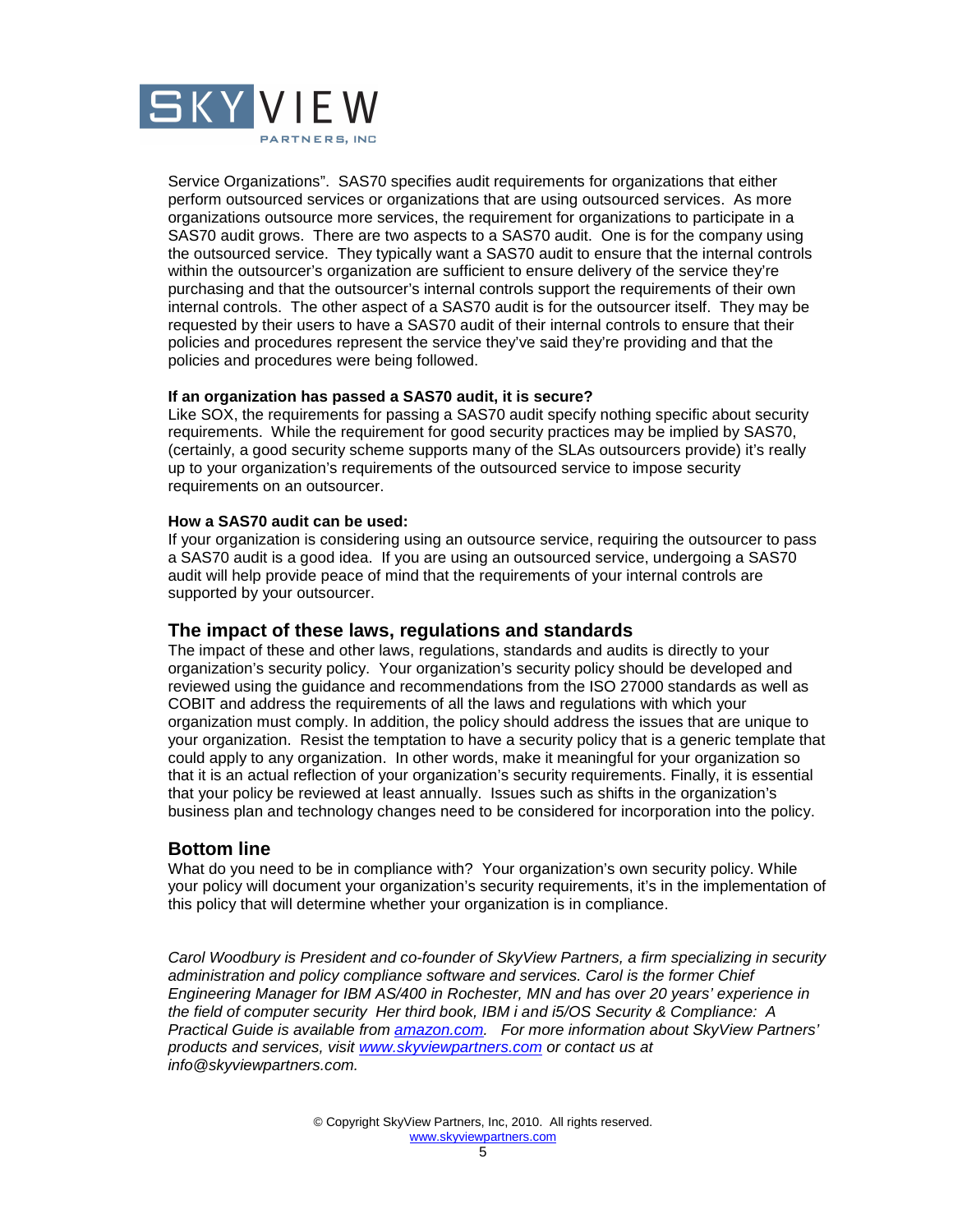Service Organizations". SAS70 specifies audit requirements for organizations that either perform outsourced services or organizations that are using outsourced services. As more organizations outsource more services, the requirement for organizations to participate in a SAS70 audit grows. There are two aspects to a SAS70 audit. One is for the company using the outsourced service. They typically want a SAS70 audit to ensure that the internal controls within the outsourcer's organization are sufficient to ensure delivery of the service they're purchasing and that the outsourcer's internal controls support the requirements of their own internal controls. The other aspect of a SAS70 audit is for the outsourcer itself. They may be requested by their users to have a SAS70 audit of their internal controls to ensure that their policies and procedures represent the service they've said they're providing and that the policies and procedures were being followed.

**If an organization has passed a SAS70 audit, it is secure?**
Like SOX, the requirements for passing a SAS70 audit specify nothing specific about security requirements. While the requirement for good security practices may be implied by SAS70, (certainly, a good security scheme supports many of the SLAs outsourcers provide) it's really up to your organization's requirements of the outsourced service to impose security requirements on an outsourcer.

**How a SAS70 audit can be used:**
If your organization is considering using an outsource service, requiring the outsourcer to pass a SAS70 audit is a good idea. If you are using an outsourced service, undergoing a SAS70 audit will help provide peace of mind that the requirements of your internal controls are supported by your outsourcer.

## The impact of these laws, regulations and standards

The impact of these and other laws, regulations, standards and audits is directly to your organization's security policy. Your organization's security policy should be developed and reviewed using the guidance and recommendations from the ISO 27000 standards as well as COBIT and address the requirements of all the laws and regulations with which your organization must comply. In addition, the policy should address the issues that are unique to your organization. Resist the temptation to have a security policy that is a generic template that could apply to any organization. In other words, make it meaningful for your organization so that it is an actual reflection of your organization's security requirements. Finally, it is essential that your policy be reviewed at least annually. Issues such as shifts in the organization's business plan and technology changes need to be considered for incorporation into the policy.

## Bottom line

What do you need to be in compliance with? Your organization's own security policy. While your policy will document your organization's security requirements, it's in the implementation of this policy that will determine whether your organization is in compliance.

*Carol Woodbury is President and co-founder of SkyView Partners, a firm specializing in security administration and policy compliance software and services. Carol is the former Chief Engineering Manager for IBM AS/400 in Rochester, MN and has over 20 years' experience in the field of computer security Her third book, IBM i and i5/OS Security & Compliance: A Practical Guide is available from [amazon.com](amazon.com). For more information about SkyView Partners' products and services, visit [www.skyviewpartners.com](www.skyviewpartners.com) or contact us at info@skyviewpartners.com.*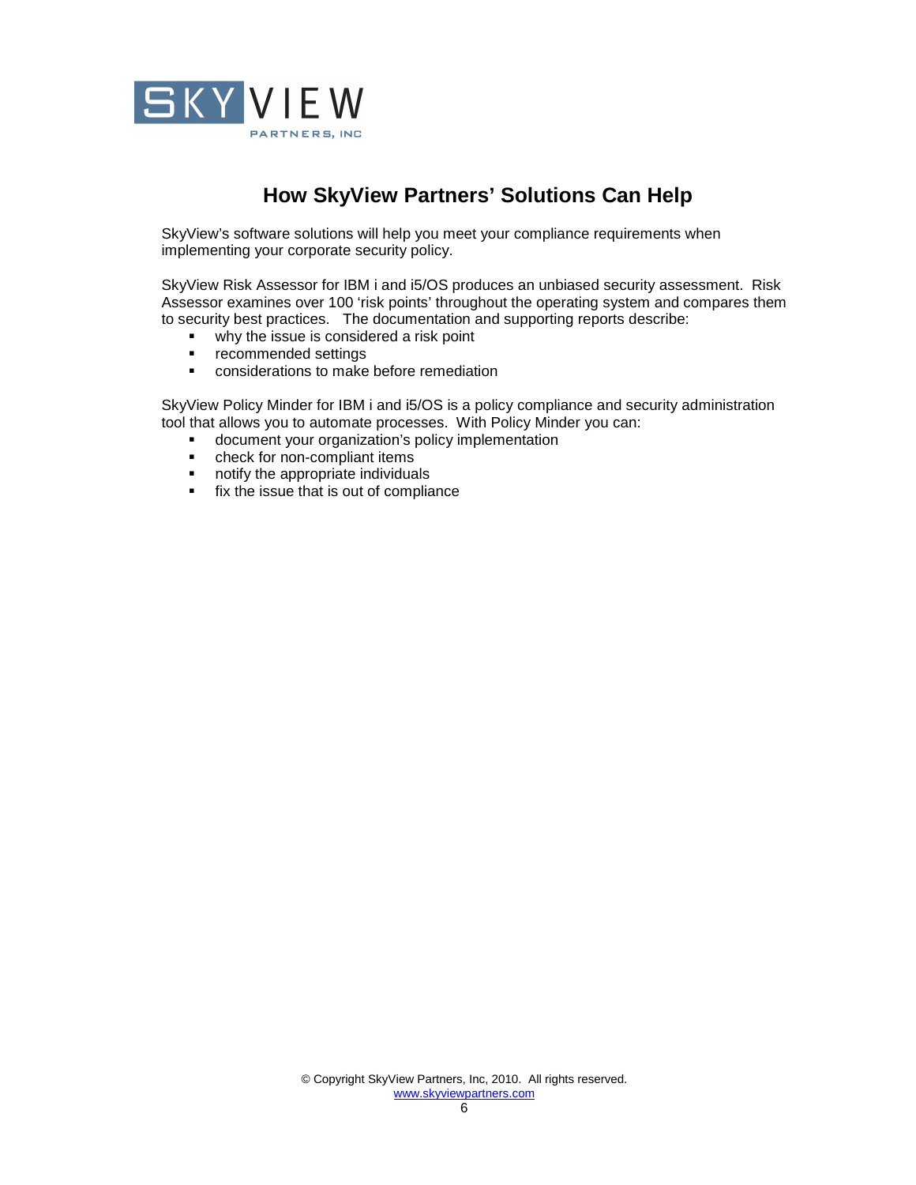## How SkyView Partners' Solutions Can Help

SkyView's software solutions will help you meet your compliance requirements when implementing your corporate security policy.

SkyView Risk Assessor for IBM i and i5/OS produces an unbiased security assessment. Risk Assessor examines over 100 'risk points' throughout the operating system and compares them to security best practices. The documentation and supporting reports describe:

- why the issue is considered a risk point
- recommended settings
- considerations to make before remediation

SkyView Policy Minder for IBM i and i5/OS is a policy compliance and security administration tool that allows you to automate processes. With Policy Minder you can:

- document your organization's policy implementation
- check for non-compliant items
- notify the appropriate individuals
- fix the issue that is out of compliance

© Copyright SkyView Partners, Inc, 2010. All rights reserved.
www.skyviewpartners.com